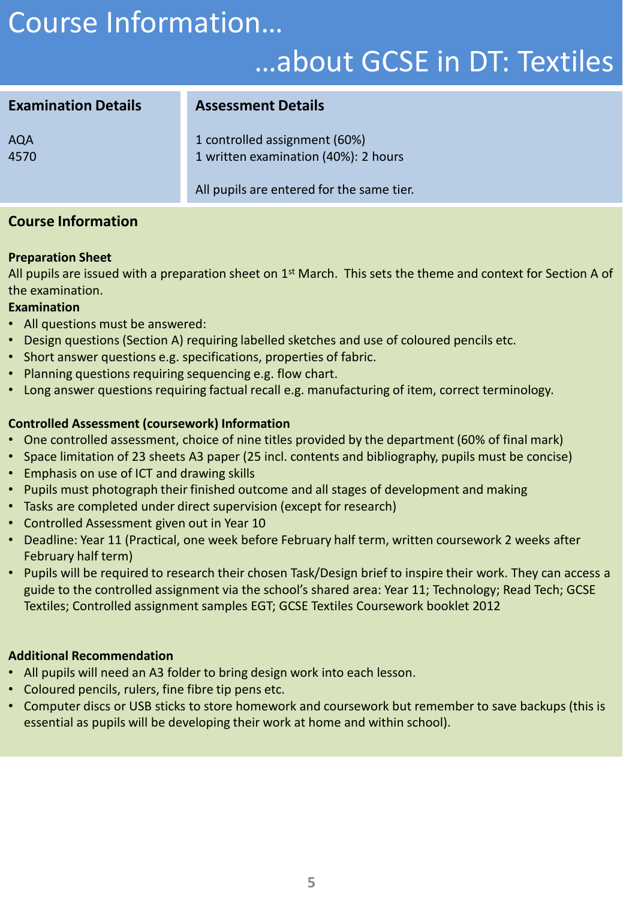# Course Information…

## …about GCSE in DT: Textiles

| **Examination Details** | **Assessment Details** |
| --- | --- |
| AQA<br>4570 | 1 controlled assignment (60%)<br>1 written examination (40%): 2 hours<br><br>All pupils are entered for the same tier. |

### Course Information

**Preparation Sheet**
All pupils are issued with a preparation sheet on 1st March. This sets the theme and context for Section A of the examination.

**Examination**
- All questions must be answered:
- Design questions (Section A) requiring labelled sketches and use of coloured pencils etc.
- Short answer questions e.g. specifications, properties of fabric.
- Planning questions requiring sequencing e.g. flow chart.
- Long answer questions requiring factual recall e.g. manufacturing of item, correct terminology.

**Controlled Assessment (coursework) Information**
- One controlled assessment, choice of nine titles provided by the department (60% of final mark)
- Space limitation of 23 sheets A3 paper (25 incl. contents and bibliography, pupils must be concise)
- Emphasis on use of ICT and drawing skills
- Pupils must photograph their finished outcome and all stages of development and making
- Tasks are completed under direct supervision (except for research)
- Controlled Assessment given out in Year 10
- Deadline: Year 11 (Practical, one week before February half term, written coursework 2 weeks after February half term)
- Pupils will be required to research their chosen Task/Design brief to inspire their work. They can access a guide to the controlled assignment via the school's shared area: Year 11; Technology; Read Tech; GCSE Textiles; Controlled assignment samples EGT; GCSE Textiles Coursework booklet 2012

**Additional Recommendation**
- All pupils will need an A3 folder to bring design work into each lesson.
- Coloured pencils, rulers, fine fibre tip pens etc.
- Computer discs or USB sticks to store homework and coursework but remember to save backups (this is essential as pupils will be developing their work at home and within school).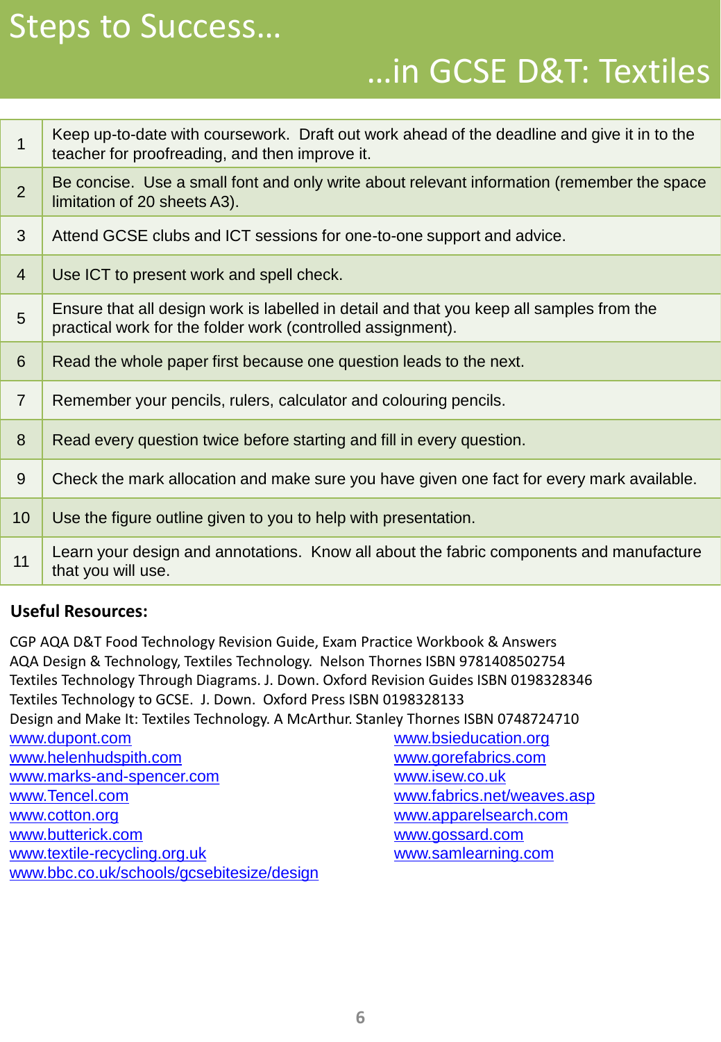# Steps to Success…

## …in GCSE D&T: Textiles

| | |
|---|---|
| 1 | Keep up-to-date with coursework. Draft out work ahead of the deadline and give it in to the teacher for proofreading, and then improve it. |
| 2 | Be concise. Use a small font and only write about relevant information (remember the space limitation of 20 sheets A3). |
| 3 | Attend GCSE clubs and ICT sessions for one-to-one support and advice. |
| 4 | Use ICT to present work and spell check. |
| 5 | Ensure that all design work is labelled in detail and that you keep all samples from the practical work for the folder work (controlled assignment). |
| 6 | Read the whole paper first because one question leads to the next. |
| 7 | Remember your pencils, rulers, calculator and colouring pencils. |
| 8 | Read every question twice before starting and fill in every question. |
| 9 | Check the mark allocation and make sure you have given one fact for every mark available. |
| 10 | Use the figure outline given to you to help with presentation. |
| 11 | Learn your design and annotations. Know all about the fabric components and manufacture that you will use. |

**Useful Resources:**

CGP AQA D&T Food Technology Revision Guide, Exam Practice Workbook & Answers
AQA Design & Technology, Textiles Technology. Nelson Thornes ISBN 9781408502754
Textiles Technology Through Diagrams. J. Down. Oxford Revision Guides ISBN 0198328346
Textiles Technology to GCSE. J. Down. Oxford Press ISBN 0198328133
Design and Make It: Textiles Technology. A McArthur. Stanley Thornes ISBN 0748724710

www.dupont.com
www.helenhudspith.com
www.marks-and-spencer.com
www.Tencel.com
www.cotton.org
www.butterick.com
www.textile-recycling.org.uk
www.bbc.co.uk/schools/gcsebitesize/design
www.bsieducation.org
www.gorefabrics.com
www.isew.co.uk
www.fabrics.net/weaves.asp
www.apparelsearch.com
www.gossard.com
www.samlearning.com